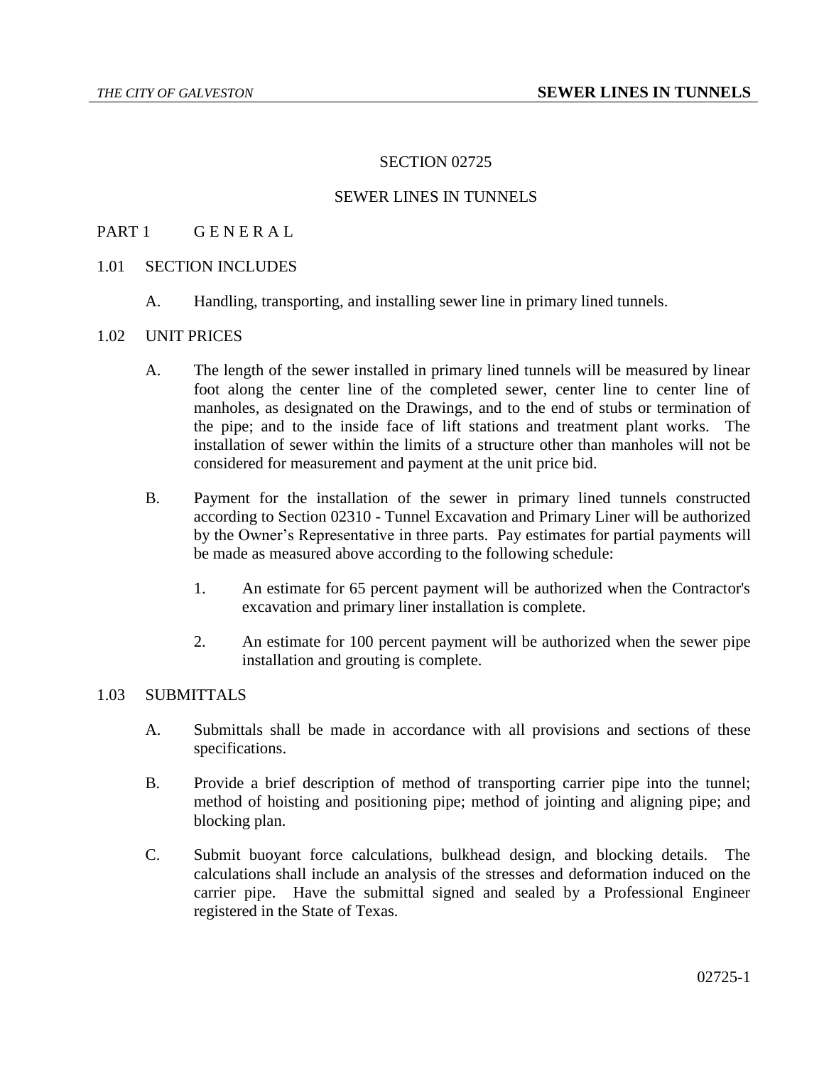# SECTION 02725

# SEWER LINES IN TUNNELS

## PART 1 G E N E R A L

### 1.01 SECTION INCLUDES

A. Handling, transporting, and installing sewer line in primary lined tunnels.

### 1.02 UNIT PRICES

A. The length of the sewer installed in primary lined tunnels will be measured by linear foot along the center line of the completed sewer, center line to center line of manholes, as designated on the Drawings, and to the end of stubs or termination of the pipe; and to the inside face of lift stations and treatment plant works. The installation of sewer within the limits of a structure other than manholes will not be considered for measurement and payment at the unit price bid.

B. Payment for the installation of the sewer in primary lined tunnels constructed according to Section 02310 - Tunnel Excavation and Primary Liner will be authorized by the Owner's Representative in three parts. Pay estimates for partial payments will be made as measured above according to the following schedule:

1. An estimate for 65 percent payment will be authorized when the Contractor's excavation and primary liner installation is complete.

2. An estimate for 100 percent payment will be authorized when the sewer pipe installation and grouting is complete.

### 1.03 SUBMITTALS

A. Submittals shall be made in accordance with all provisions and sections of these specifications.

B. Provide a brief description of method of transporting carrier pipe into the tunnel; method of hoisting and positioning pipe; method of jointing and aligning pipe; and blocking plan.

C. Submit buoyant force calculations, bulkhead design, and blocking details. The calculations shall include an analysis of the stresses and deformation induced on the carrier pipe. Have the submittal signed and sealed by a Professional Engineer registered in the State of Texas.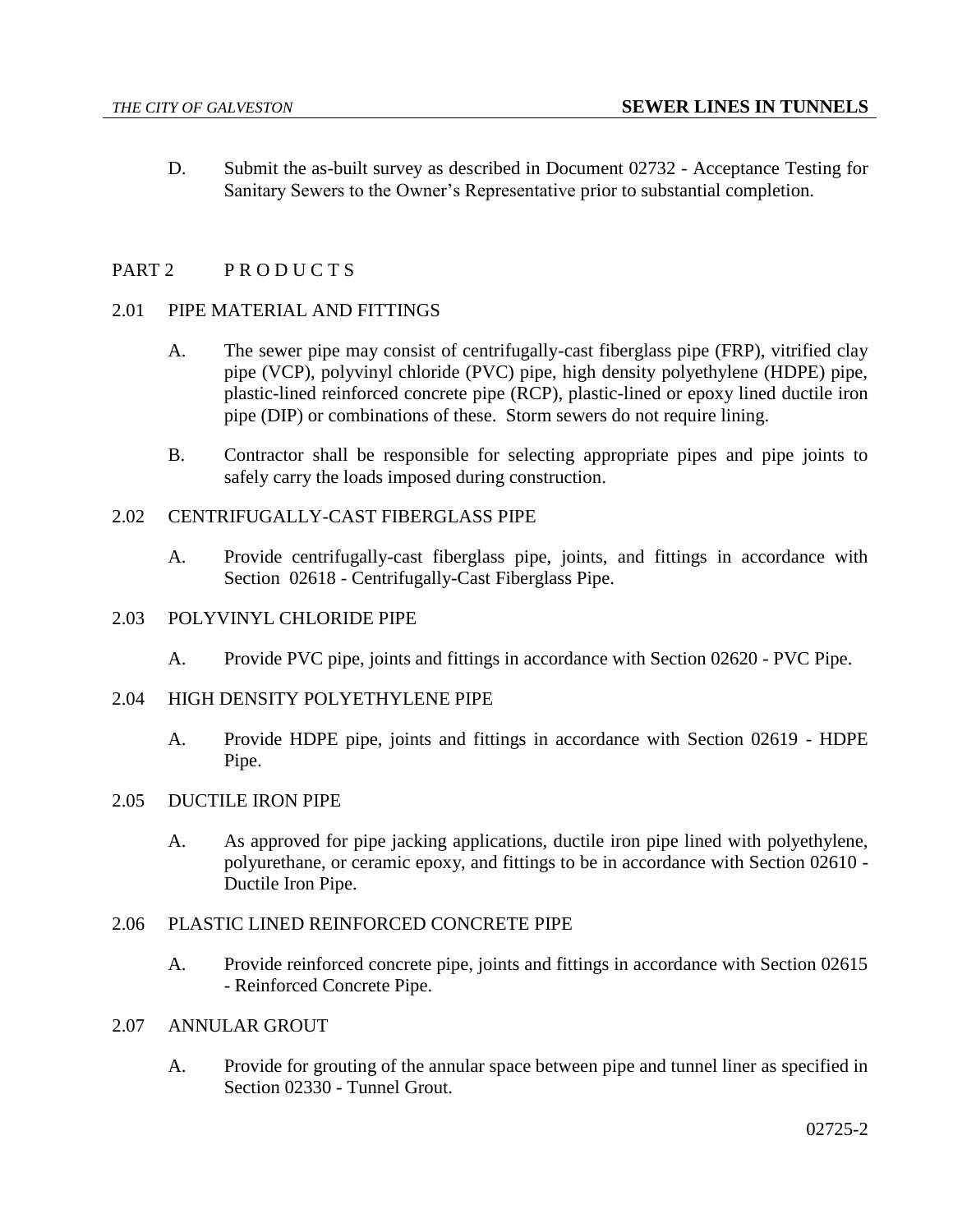D. Submit the as-built survey as described in Document 02732 - Acceptance Testing for Sanitary Sewers to the Owner's Representative prior to substantial completion.

## PART 2 P R O D U C T S

### 2.01 PIPE MATERIAL AND FITTINGS

A. The sewer pipe may consist of centrifugally-cast fiberglass pipe (FRP), vitrified clay pipe (VCP), polyvinyl chloride (PVC) pipe, high density polyethylene (HDPE) pipe, plastic-lined reinforced concrete pipe (RCP), plastic-lined or epoxy lined ductile iron pipe (DIP) or combinations of these. Storm sewers do not require lining.

B. Contractor shall be responsible for selecting appropriate pipes and pipe joints to safely carry the loads imposed during construction.

### 2.02 CENTRIFUGALLY-CAST FIBERGLASS PIPE

A. Provide centrifugally-cast fiberglass pipe, joints, and fittings in accordance with Section 02618 - Centrifugally-Cast Fiberglass Pipe.

### 2.03 POLYVINYL CHLORIDE PIPE

A. Provide PVC pipe, joints and fittings in accordance with Section 02620 - PVC Pipe.

### 2.04 HIGH DENSITY POLYETHYLENE PIPE

A. Provide HDPE pipe, joints and fittings in accordance with Section 02619 - HDPE Pipe.

### 2.05 DUCTILE IRON PIPE

A. As approved for pipe jacking applications, ductile iron pipe lined with polyethylene, polyurethane, or ceramic epoxy, and fittings to be in accordance with Section 02610 - Ductile Iron Pipe.

### 2.06 PLASTIC LINED REINFORCED CONCRETE PIPE

A. Provide reinforced concrete pipe, joints and fittings in accordance with Section 02615 - Reinforced Concrete Pipe.

### 2.07 ANNULAR GROUT

A. Provide for grouting of the annular space between pipe and tunnel liner as specified in Section 02330 - Tunnel Grout.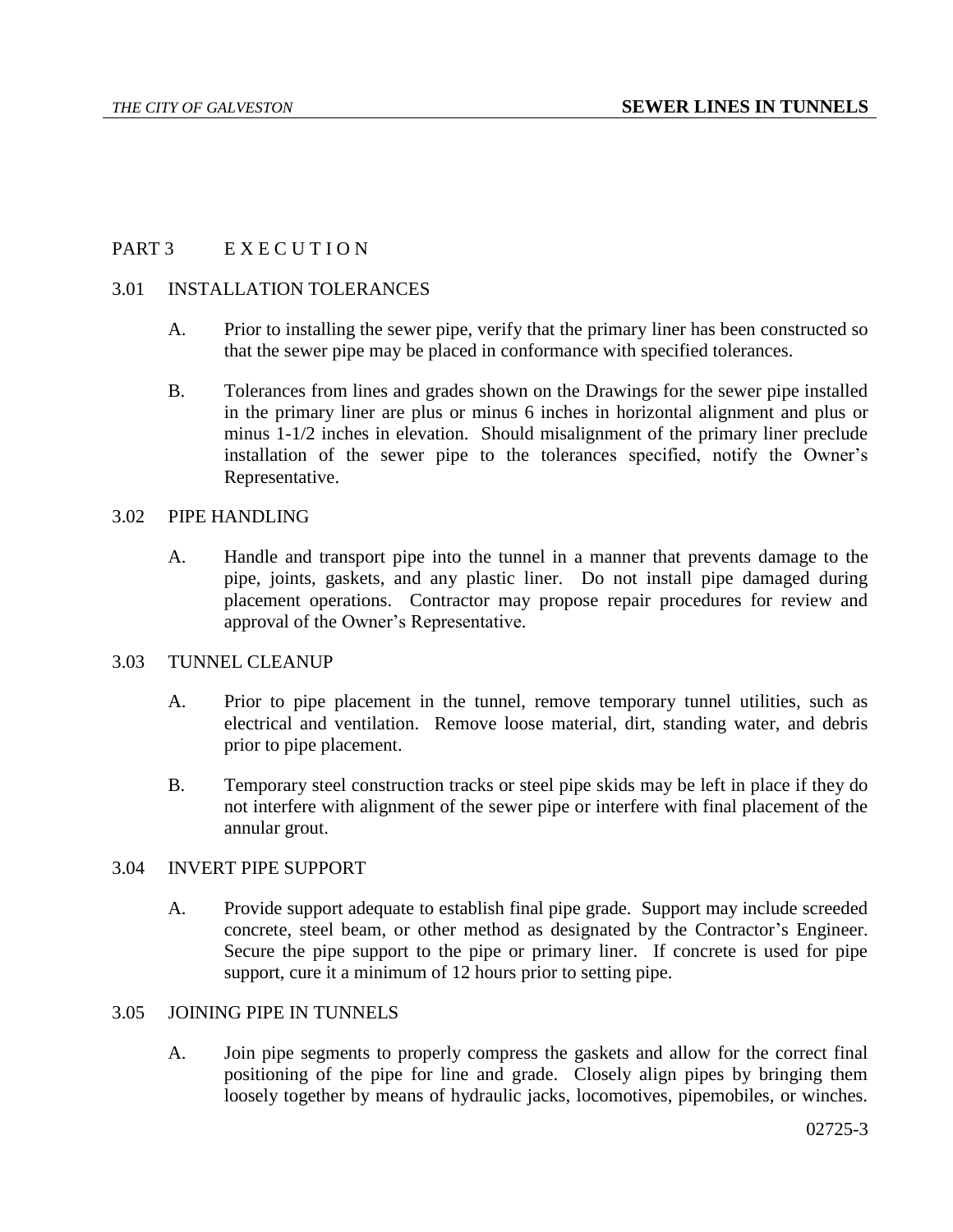## PART 3 E X E C U T I O N

### 3.01 INSTALLATION TOLERANCES

A. Prior to installing the sewer pipe, verify that the primary liner has been constructed so that the sewer pipe may be placed in conformance with specified tolerances.

B. Tolerances from lines and grades shown on the Drawings for the sewer pipe installed in the primary liner are plus or minus 6 inches in horizontal alignment and plus or minus 1-1/2 inches in elevation. Should misalignment of the primary liner preclude installation of the sewer pipe to the tolerances specified, notify the Owner's Representative.

### 3.02 PIPE HANDLING

A. Handle and transport pipe into the tunnel in a manner that prevents damage to the pipe, joints, gaskets, and any plastic liner. Do not install pipe damaged during placement operations. Contractor may propose repair procedures for review and approval of the Owner's Representative.

### 3.03 TUNNEL CLEANUP

A. Prior to pipe placement in the tunnel, remove temporary tunnel utilities, such as electrical and ventilation. Remove loose material, dirt, standing water, and debris prior to pipe placement.

B. Temporary steel construction tracks or steel pipe skids may be left in place if they do not interfere with alignment of the sewer pipe or interfere with final placement of the annular grout.

### 3.04 INVERT PIPE SUPPORT

A. Provide support adequate to establish final pipe grade. Support may include screeded concrete, steel beam, or other method as designated by the Contractor's Engineer. Secure the pipe support to the pipe or primary liner. If concrete is used for pipe support, cure it a minimum of 12 hours prior to setting pipe.

### 3.05 JOINING PIPE IN TUNNELS

A. Join pipe segments to properly compress the gaskets and allow for the correct final positioning of the pipe for line and grade. Closely align pipes by bringing them loosely together by means of hydraulic jacks, locomotives, pipemobiles, or winches.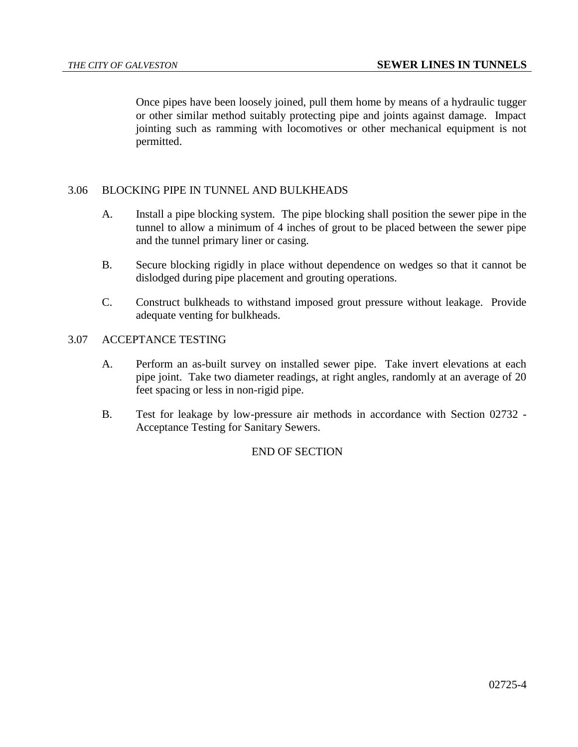Once pipes have been loosely joined, pull them home by means of a hydraulic tugger or other similar method suitably protecting pipe and joints against damage. Impact jointing such as ramming with locomotives or other mechanical equipment is not permitted.

## 3.06 BLOCKING PIPE IN TUNNEL AND BULKHEADS

A. Install a pipe blocking system. The pipe blocking shall position the sewer pipe in the tunnel to allow a minimum of 4 inches of grout to be placed between the sewer pipe and the tunnel primary liner or casing.

B. Secure blocking rigidly in place without dependence on wedges so that it cannot be dislodged during pipe placement and grouting operations.

C. Construct bulkheads to withstand imposed grout pressure without leakage. Provide adequate venting for bulkheads.

## 3.07 ACCEPTANCE TESTING

A. Perform an as-built survey on installed sewer pipe. Take invert elevations at each pipe joint. Take two diameter readings, at right angles, randomly at an average of 20 feet spacing or less in non-rigid pipe.

B. Test for leakage by low-pressure air methods in accordance with Section 02732 - Acceptance Testing for Sanitary Sewers.

END OF SECTION